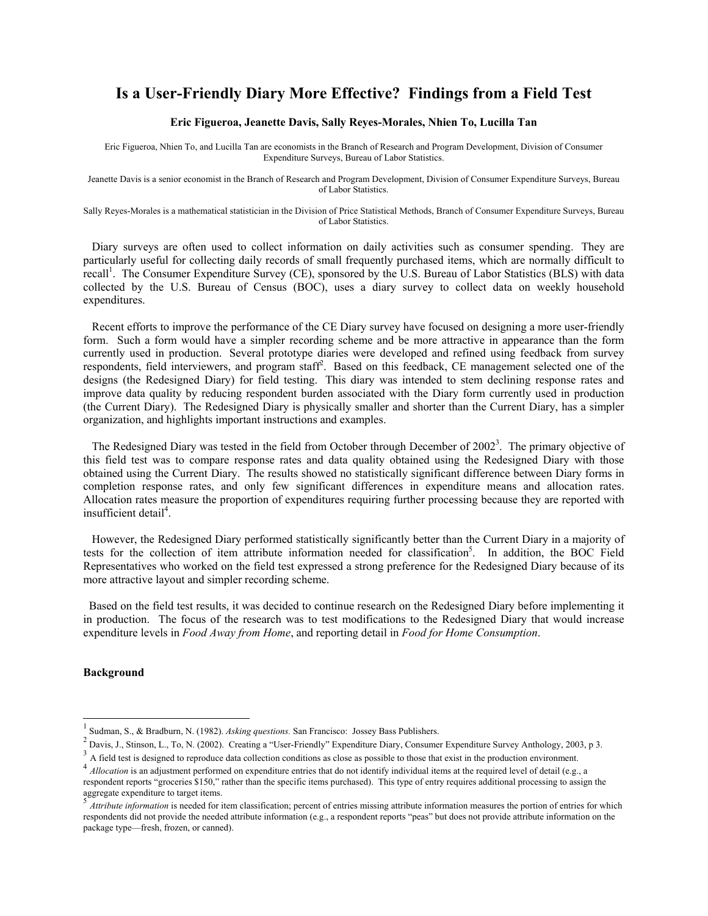# Is a User-Friendly Diary More Effective? Findings from a Field Test

**Eric Figueroa, Jeanette Davis, Sally Reyes-Morales, Nhien To, Lucilla Tan**

Eric Figueroa, Nhien To, and Lucilla Tan are economists in the Branch of Research and Program Development, Division of Consumer Expenditure Surveys, Bureau of Labor Statistics.

Jeanette Davis is a senior economist in the Branch of Research and Program Development, Division of Consumer Expenditure Surveys, Bureau of Labor Statistics.

Sally Reyes-Morales is a mathematical statistician in the Division of Price Statistical Methods, Branch of Consumer Expenditure Surveys, Bureau of Labor Statistics.

Diary surveys are often used to collect information on daily activities such as consumer spending. They are particularly useful for collecting daily records of small frequently purchased items, which are normally difficult to recall[1]. The Consumer Expenditure Survey (CE), sponsored by the U.S. Bureau of Labor Statistics (BLS) with data collected by the U.S. Bureau of Census (BOC), uses a diary survey to collect data on weekly household expenditures.

Recent efforts to improve the performance of the CE Diary survey have focused on designing a more user-friendly form. Such a form would have a simpler recording scheme and be more attractive in appearance than the form currently used in production. Several prototype diaries were developed and refined using feedback from survey respondents, field interviewers, and program staff[2]. Based on this feedback, CE management selected one of the designs (the Redesigned Diary) for field testing. This diary was intended to stem declining response rates and improve data quality by reducing respondent burden associated with the Diary form currently used in production (the Current Diary). The Redesigned Diary is physically smaller and shorter than the Current Diary, has a simpler organization, and highlights important instructions and examples.

The Redesigned Diary was tested in the field from October through December of 2002[3]. The primary objective of this field test was to compare response rates and data quality obtained using the Redesigned Diary with those obtained using the Current Diary. The results showed no statistically significant difference between Diary forms in completion response rates, and only few significant differences in expenditure means and allocation rates. Allocation rates measure the proportion of expenditures requiring further processing because they are reported with insufficient detail[4].

However, the Redesigned Diary performed statistically significantly better than the Current Diary in a majority of tests for the collection of item attribute information needed for classification[5]. In addition, the BOC Field Representatives who worked on the field test expressed a strong preference for the Redesigned Diary because of its more attractive layout and simpler recording scheme.

Based on the field test results, it was decided to continue research on the Redesigned Diary before implementing it in production. The focus of the research was to test modifications to the Redesigned Diary that would increase expenditure levels in *Food Away from Home*, and reporting detail in *Food for Home Consumption*.

**Background**

---

[1] Sudman, S., & Bradburn, N. (1982). *Asking questions.* San Francisco: Jossey Bass Publishers.

[2] Davis, J., Stinson, L., To, N. (2002). Creating a "User-Friendly" Expenditure Diary, Consumer Expenditure Survey Anthology, 2003, p 3.

[3] A field test is designed to reproduce data collection conditions as close as possible to those that exist in the production environment.

[4] *Allocation* is an adjustment performed on expenditure entries that do not identify individual items at the required level of detail (e.g., a respondent reports "groceries $150," rather than the specific items purchased). This type of entry requires additional processing to assign the aggregate expenditure to target items.

[5] *Attribute information* is needed for item classification; percent of entries missing attribute information measures the portion of entries for which respondents did not provide the needed attribute information (e.g., a respondent reports "peas" but does not provide attribute information on the package type—fresh, frozen, or canned).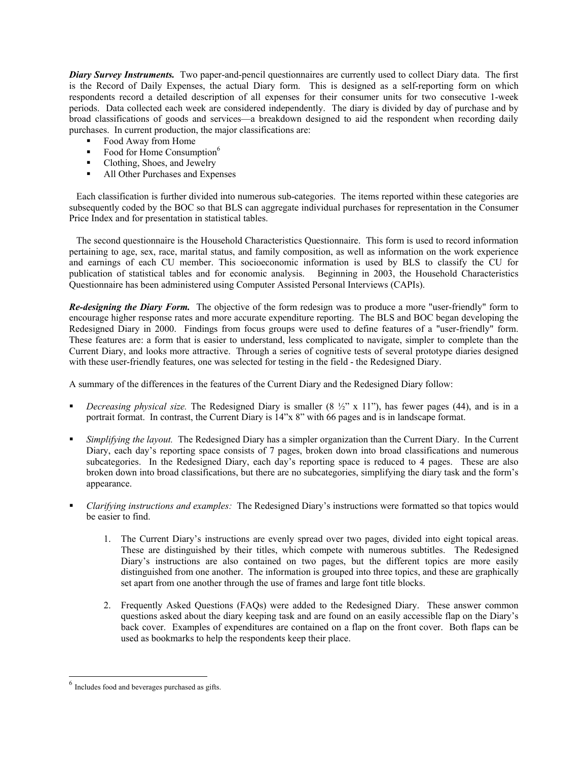***Diary Survey Instruments.*** Two paper-and-pencil questionnaires are currently used to collect Diary data. The first is the Record of Daily Expenses, the actual Diary form. This is designed as a self-reporting form on which respondents record a detailed description of all expenses for their consumer units for two consecutive 1-week periods. Data collected each week are considered independently. The diary is divided by day of purchase and by broad classifications of goods and services—a breakdown designed to aid the respondent when recording daily purchases. In current production, the major classifications are:

- Food Away from Home
- Food for Home Consumption[6]
- Clothing, Shoes, and Jewelry
- All Other Purchases and Expenses

Each classification is further divided into numerous sub-categories. The items reported within these categories are subsequently coded by the BOC so that BLS can aggregate individual purchases for representation in the Consumer Price Index and for presentation in statistical tables.

The second questionnaire is the Household Characteristics Questionnaire. This form is used to record information pertaining to age, sex, race, marital status, and family composition, as well as information on the work experience and earnings of each CU member. This socioeconomic information is used by BLS to classify the CU for publication of statistical tables and for economic analysis. Beginning in 2003, the Household Characteristics Questionnaire has been administered using Computer Assisted Personal Interviews (CAPIs).

***Re-designing the Diary Form.*** The objective of the form redesign was to produce a more "user-friendly" form to encourage higher response rates and more accurate expenditure reporting. The BLS and BOC began developing the Redesigned Diary in 2000. Findings from focus groups were used to define features of a "user-friendly" form. These features are: a form that is easier to understand, less complicated to navigate, simpler to complete than the Current Diary, and looks more attractive. Through a series of cognitive tests of several prototype diaries designed with these user-friendly features, one was selected for testing in the field - the Redesigned Diary.

A summary of the differences in the features of the Current Diary and the Redesigned Diary follow:

- *Decreasing physical size.* The Redesigned Diary is smaller (8 ½" x 11"), has fewer pages (44), and is in a portrait format. In contrast, the Current Diary is 14"x 8" with 66 pages and is in landscape format.

- *Simplifying the layout.* The Redesigned Diary has a simpler organization than the Current Diary. In the Current Diary, each day's reporting space consists of 7 pages, broken down into broad classifications and numerous subcategories. In the Redesigned Diary, each day's reporting space is reduced to 4 pages. These are also broken down into broad classifications, but there are no subcategories, simplifying the diary task and the form's appearance.

- *Clarifying instructions and examples:* The Redesigned Diary's instructions were formatted so that topics would be easier to find.

    1. The Current Diary's instructions are evenly spread over two pages, divided into eight topical areas. These are distinguished by their titles, which compete with numerous subtitles. The Redesigned Diary's instructions are also contained on two pages, but the different topics are more easily distinguished from one another. The information is grouped into three topics, and these are graphically set apart from one another through the use of frames and large font title blocks.

    2. Frequently Asked Questions (FAQs) were added to the Redesigned Diary. These answer common questions asked about the diary keeping task and are found on an easily accessible flap on the Diary's back cover. Examples of expenditures are contained on a flap on the front cover. Both flaps can be used as bookmarks to help the respondents keep their place.

---

[6] Includes food and beverages purchased as gifts.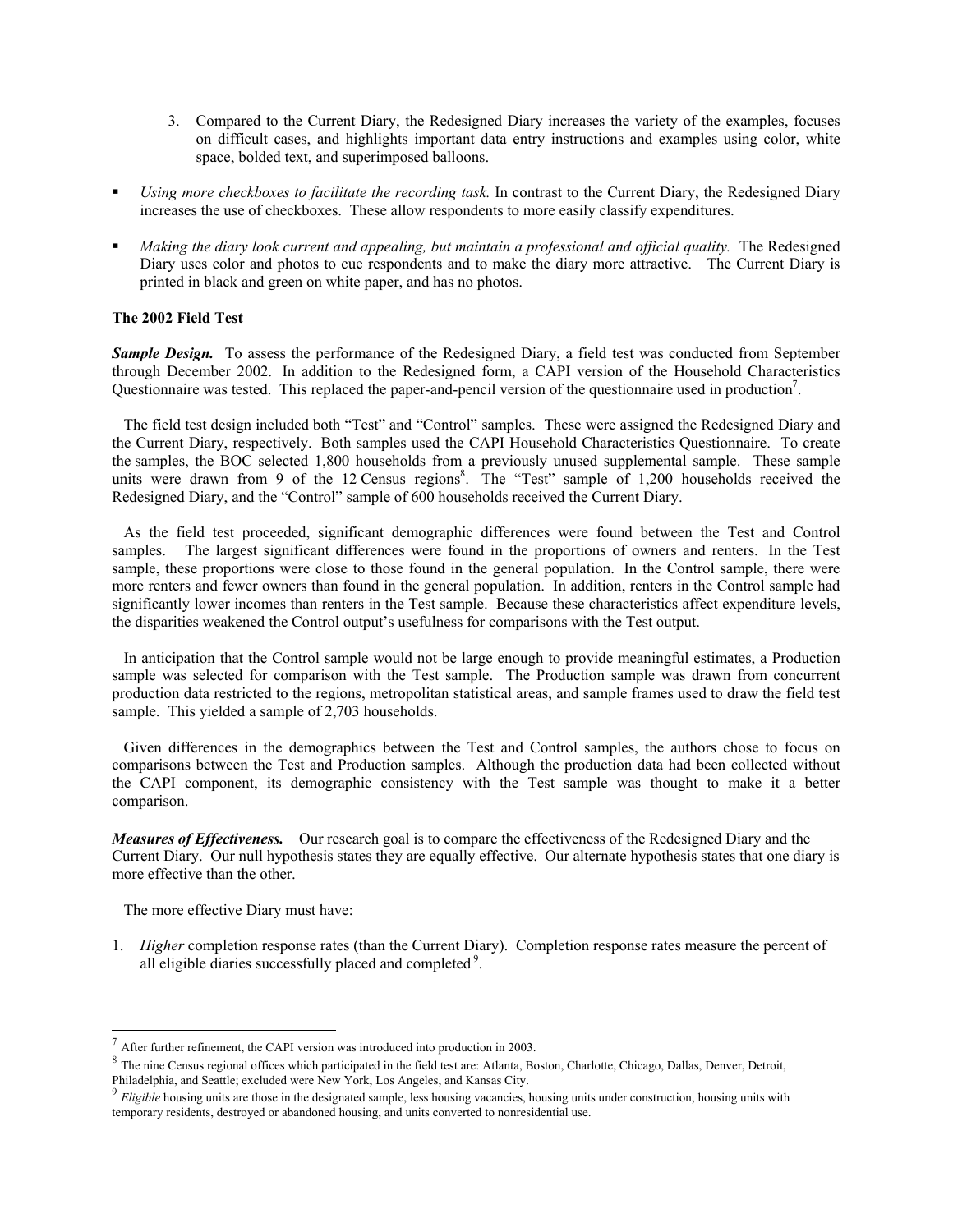3. Compared to the Current Diary, the Redesigned Diary increases the variety of the examples, focuses on difficult cases, and highlights important data entry instructions and examples using color, white space, bolded text, and superimposed balloons.

- *Using more checkboxes to facilitate the recording task.* In contrast to the Current Diary, the Redesigned Diary increases the use of checkboxes. These allow respondents to more easily classify expenditures.
- *Making the diary look current and appealing, but maintain a professional and official quality.* The Redesigned Diary uses color and photos to cue respondents and to make the diary more attractive. The Current Diary is printed in black and green on white paper, and has no photos.

**The 2002 Field Test**

***Sample Design.*** To assess the performance of the Redesigned Diary, a field test was conducted from September through December 2002. In addition to the Redesigned form, a CAPI version of the Household Characteristics Questionnaire was tested. This replaced the paper-and-pencil version of the questionnaire used in production[7].

The field test design included both "Test" and "Control" samples. These were assigned the Redesigned Diary and the Current Diary, respectively. Both samples used the CAPI Household Characteristics Questionnaire. To create the samples, the BOC selected 1,800 households from a previously unused supplemental sample. These sample units were drawn from 9 of the 12 Census regions[8]. The "Test" sample of 1,200 households received the Redesigned Diary, and the "Control" sample of 600 households received the Current Diary.

As the field test proceeded, significant demographic differences were found between the Test and Control samples. The largest significant differences were found in the proportions of owners and renters. In the Test sample, these proportions were close to those found in the general population. In the Control sample, there were more renters and fewer owners than found in the general population. In addition, renters in the Control sample had significantly lower incomes than renters in the Test sample. Because these characteristics affect expenditure levels, the disparities weakened the Control output's usefulness for comparisons with the Test output.

In anticipation that the Control sample would not be large enough to provide meaningful estimates, a Production sample was selected for comparison with the Test sample. The Production sample was drawn from concurrent production data restricted to the regions, metropolitan statistical areas, and sample frames used to draw the field test sample. This yielded a sample of 2,703 households.

Given differences in the demographics between the Test and Control samples, the authors chose to focus on comparisons between the Test and Production samples. Although the production data had been collected without the CAPI component, its demographic consistency with the Test sample was thought to make it a better comparison.

***Measures of Effectiveness.*** Our research goal is to compare the effectiveness of the Redesigned Diary and the Current Diary. Our null hypothesis states they are equally effective. Our alternate hypothesis states that one diary is more effective than the other.

The more effective Diary must have:

1. *Higher* completion response rates (than the Current Diary). Completion response rates measure the percent of all eligible diaries successfully placed and completed[9].

---

[7] After further refinement, the CAPI version was introduced into production in 2003.

[8] The nine Census regional offices which participated in the field test are: Atlanta, Boston, Charlotte, Chicago, Dallas, Denver, Detroit, Philadelphia, and Seattle; excluded were New York, Los Angeles, and Kansas City.

[9] *Eligible* housing units are those in the designated sample, less housing vacancies, housing units under construction, housing units with temporary residents, destroyed or abandoned housing, and units converted to nonresidential use.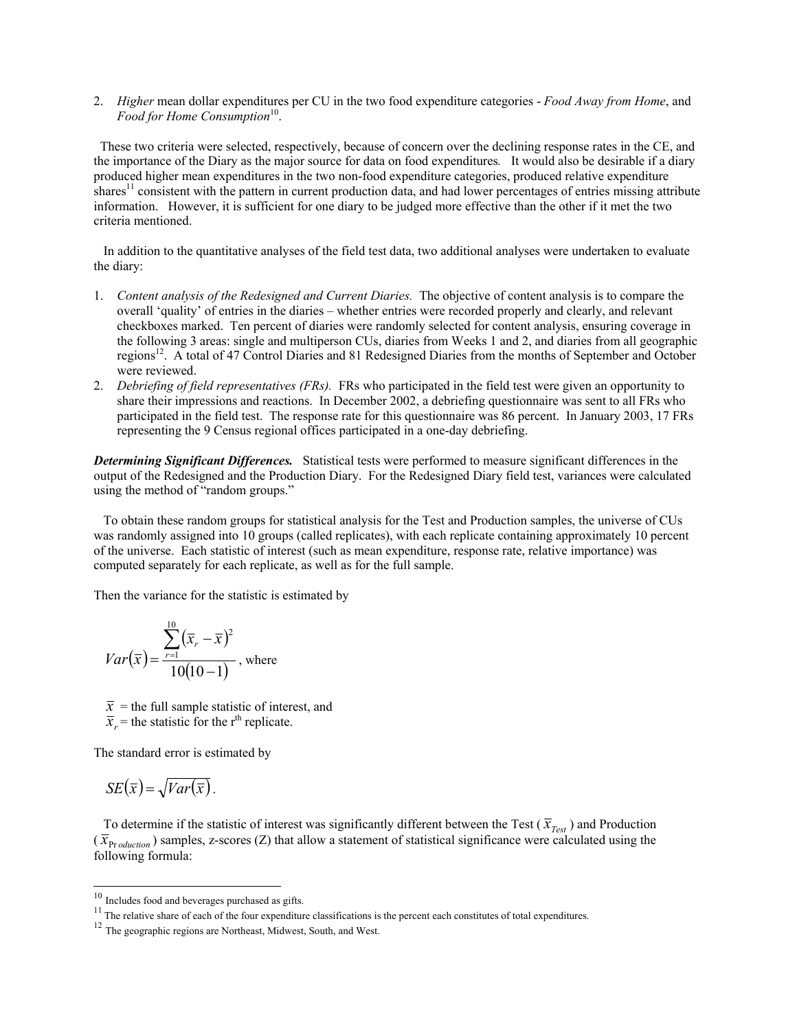2. *Higher* mean dollar expenditures per CU in the two food expenditure categories - *Food Away from Home*, and *Food for Home Consumption*[10].

These two criteria were selected, respectively, because of concern over the declining response rates in the CE, and the importance of the Diary as the major source for data on food expenditures. It would also be desirable if a diary produced higher mean expenditures in the two non-food expenditure categories, produced relative expenditure shares[11] consistent with the pattern in current production data, and had lower percentages of entries missing attribute information. However, it is sufficient for one diary to be judged more effective than the other if it met the two criteria mentioned.

In addition to the quantitative analyses of the field test data, two additional analyses were undertaken to evaluate the diary:

1. *Content analysis of the Redesigned and Current Diaries.* The objective of content analysis is to compare the overall 'quality' of entries in the diaries – whether entries were recorded properly and clearly, and relevant checkboxes marked. Ten percent of diaries were randomly selected for content analysis, ensuring coverage in the following 3 areas: single and multiperson CUs, diaries from Weeks 1 and 2, and diaries from all geographic regions[12]. A total of 47 Control Diaries and 81 Redesigned Diaries from the months of September and October were reviewed.
2. *Debriefing of field representatives (FRs).* FRs who participated in the field test were given an opportunity to share their impressions and reactions. In December 2002, a debriefing questionnaire was sent to all FRs who participated in the field test. The response rate for this questionnaire was 86 percent. In January 2003, 17 FRs representing the 9 Census regional offices participated in a one-day debriefing.

***Determining Significant Differences.*** Statistical tests were performed to measure significant differences in the output of the Redesigned and the Production Diary. For the Redesigned Diary field test, variances were calculated using the method of "random groups."

To obtain these random groups for statistical analysis for the Test and Production samples, the universe of CUs was randomly assigned into 10 groups (called replicates), with each replicate containing approximately 10 percent of the universe. Each statistic of interest (such as mean expenditure, response rate, relative importance) was computed separately for each replicate, as well as for the full sample.

Then the variance for the statistic is estimated by

$$Var(\bar{x}) = \frac{\sum_{r=1}^{10} (\bar{x}_r - \bar{x})^2}{10(10-1)}, \text{ where}$$

$\bar{x}$ = the full sample statistic of interest, and
$\bar{x}_r$ = the statistic for the r[th] replicate.

The standard error is estimated by

$$SE(\bar{x}) = \sqrt{Var(\bar{x})}.$$

To determine if the statistic of interest was significantly different between the Test ($\bar{x}_{Test}$) and Production ($\bar{x}_{Production}$) samples, z-scores (Z) that allow a statement of statistical significance were calculated using the following formula:

[10] Includes food and beverages purchased as gifts.

[11] The relative share of each of the four expenditure classifications is the percent each constitutes of total expenditures.

[12] The geographic regions are Northeast, Midwest, South, and West.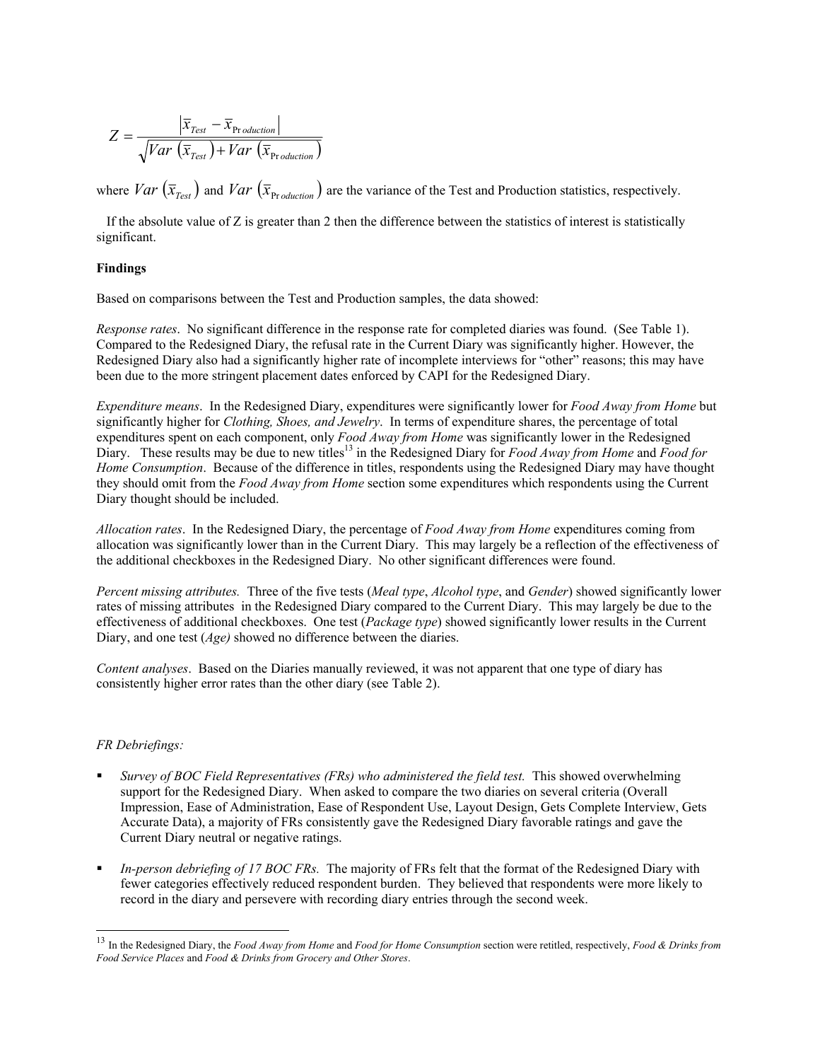$$Z = \frac{\left|\bar{x}_{Test} - \bar{x}_{Production}\right|}{\sqrt{Var\left(\bar{x}_{Test}\right) + Var\left(\bar{x}_{Production}\right)}}$$

where $Var\left(\bar{x}_{Test}\right)$ and $Var\left(\bar{x}_{Production}\right)$ are the variance of the Test and Production statistics, respectively.

If the absolute value of Z is greater than 2 then the difference between the statistics of interest is statistically significant.

**Findings**

Based on comparisons between the Test and Production samples, the data showed:

*Response rates*. No significant difference in the response rate for completed diaries was found. (See Table 1). Compared to the Redesigned Diary, the refusal rate in the Current Diary was significantly higher. However, the Redesigned Diary also had a significantly higher rate of incomplete interviews for "other" reasons; this may have been due to the more stringent placement dates enforced by CAPI for the Redesigned Diary.

*Expenditure means*. In the Redesigned Diary, expenditures were significantly lower for *Food Away from Home* but significantly higher for *Clothing, Shoes, and Jewelry*. In terms of expenditure shares, the percentage of total expenditures spent on each component, only *Food Away from Home* was significantly lower in the Redesigned Diary. These results may be due to new titles[13] in the Redesigned Diary for *Food Away from Home* and *Food for Home Consumption*. Because of the difference in titles, respondents using the Redesigned Diary may have thought they should omit from the *Food Away from Home* section some expenditures which respondents using the Current Diary thought should be included.

*Allocation rates*. In the Redesigned Diary, the percentage of *Food Away from Home* expenditures coming from allocation was significantly lower than in the Current Diary. This may largely be a reflection of the effectiveness of the additional checkboxes in the Redesigned Diary. No other significant differences were found.

*Percent missing attributes.* Three of the five tests (*Meal type*, *Alcohol type*, and *Gender*) showed significantly lower rates of missing attributes in the Redesigned Diary compared to the Current Diary. This may largely be due to the effectiveness of additional checkboxes. One test (*Package type*) showed significantly lower results in the Current Diary, and one test (*Age)* showed no difference between the diaries.

*Content analyses*. Based on the Diaries manually reviewed, it was not apparent that one type of diary has consistently higher error rates than the other diary (see Table 2).

*FR Debriefings:*

- *Survey of BOC Field Representatives (FRs) who administered the field test.* This showed overwhelming support for the Redesigned Diary. When asked to compare the two diaries on several criteria (Overall Impression, Ease of Administration, Ease of Respondent Use, Layout Design, Gets Complete Interview, Gets Accurate Data), a majority of FRs consistently gave the Redesigned Diary favorable ratings and gave the Current Diary neutral or negative ratings.
- *In-person debriefing of 17 BOC FRs.* The majority of FRs felt that the format of the Redesigned Diary with fewer categories effectively reduced respondent burden. They believed that respondents were more likely to record in the diary and persevere with recording diary entries through the second week.

[13] In the Redesigned Diary, the *Food Away from Home* and *Food for Home Consumption* section were retitled, respectively, *Food & Drinks from Food Service Places* and *Food & Drinks from Grocery and Other Stores*.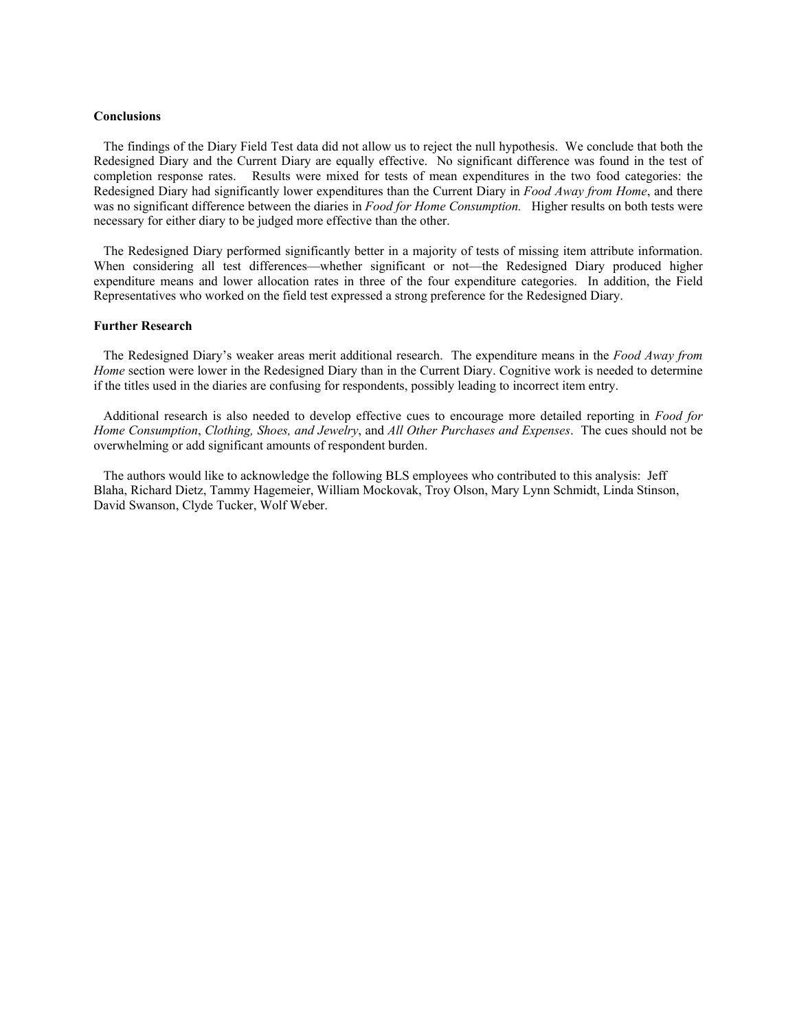### Conclusions

The findings of the Diary Field Test data did not allow us to reject the null hypothesis. We conclude that both the Redesigned Diary and the Current Diary are equally effective. No significant difference was found in the test of completion response rates. Results were mixed for tests of mean expenditures in the two food categories: the Redesigned Diary had significantly lower expenditures than the Current Diary in *Food Away from Home*, and there was no significant difference between the diaries in *Food for Home Consumption.* Higher results on both tests were necessary for either diary to be judged more effective than the other.

The Redesigned Diary performed significantly better in a majority of tests of missing item attribute information. When considering all test differences—whether significant or not—the Redesigned Diary produced higher expenditure means and lower allocation rates in three of the four expenditure categories. In addition, the Field Representatives who worked on the field test expressed a strong preference for the Redesigned Diary.

### Further Research

The Redesigned Diary's weaker areas merit additional research. The expenditure means in the *Food Away from Home* section were lower in the Redesigned Diary than in the Current Diary. Cognitive work is needed to determine if the titles used in the diaries are confusing for respondents, possibly leading to incorrect item entry.

Additional research is also needed to develop effective cues to encourage more detailed reporting in *Food for Home Consumption*, *Clothing, Shoes, and Jewelry*, and *All Other Purchases and Expenses*. The cues should not be overwhelming or add significant amounts of respondent burden.

The authors would like to acknowledge the following BLS employees who contributed to this analysis: Jeff Blaha, Richard Dietz, Tammy Hagemeier, William Mockovak, Troy Olson, Mary Lynn Schmidt, Linda Stinson, David Swanson, Clyde Tucker, Wolf Weber.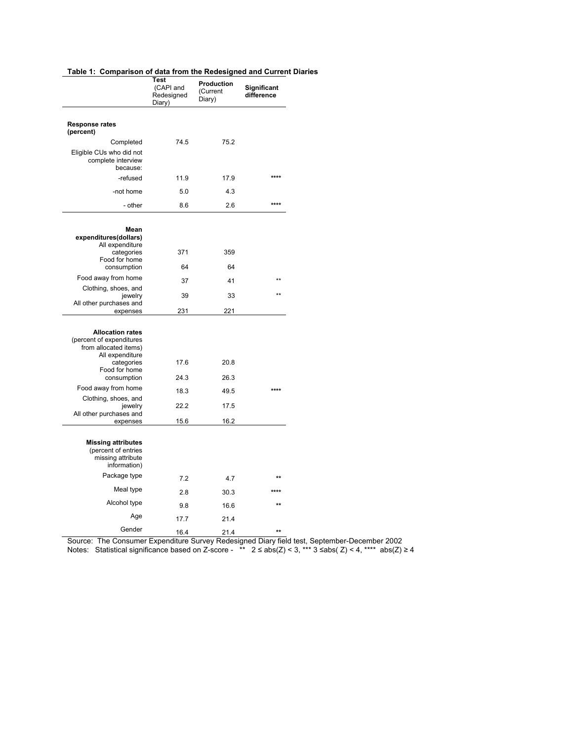**Table 1: Comparison of data from the Redesigned and Current Diaries**

| | Test (CAPI and Redesigned Diary) | Production (Current Diary) | Significant difference |
|---|---|---|---|
| **Response rates (percent)** | | | |
| Completed | 74.5 | 75.2 | |
| Eligible CUs who did not complete interview because: | | | |
| -refused | 11.9 | 17.9 | **** |
| -not home | 5.0 | 4.3 | |
| - other | 8.6 | 2.6 | **** |
| **Mean expenditures(dollars)** | | | |
| All expenditure categories | 371 | 359 | |
| Food for home consumption | 64 | 64 | |
| Food away from home | 37 | 41 | ** |
| Clothing, shoes, and jewelry | 39 | 33 | ** |
| All other purchases and expenses | 231 | 221 | |
| **Allocation rates** (percent of expenditures from allocated items) | | | |
| All expenditure categories | 17.6 | 20.8 | |
| Food for home consumption | 24.3 | 26.3 | |
| Food away from home | 18.3 | 49.5 | **** |
| Clothing, shoes, and jewelry | 22.2 | 17.5 | |
| All other purchases and expenses | 15.6 | 16.2 | |
| **Missing attributes** (percent of entries missing attribute information) | | | |
| Package type | 7.2 | 4.7 | ** |
| Meal type | 2.8 | 30.3 | **** |
| Alcohol type | 9.8 | 16.6 | ** |
| Age | 17.7 | 21.4 | |
| Gender | 16.4 | 21.4 | ** |

Source: The Consumer Expenditure Survey Redesigned Diary field test, September-December 2002

Notes: Statistical significance based on Z-score - ** $2 \le abs(Z) < 3$, *** $3 \le abs(Z) < 4$, **** $abs(Z) \ge 4$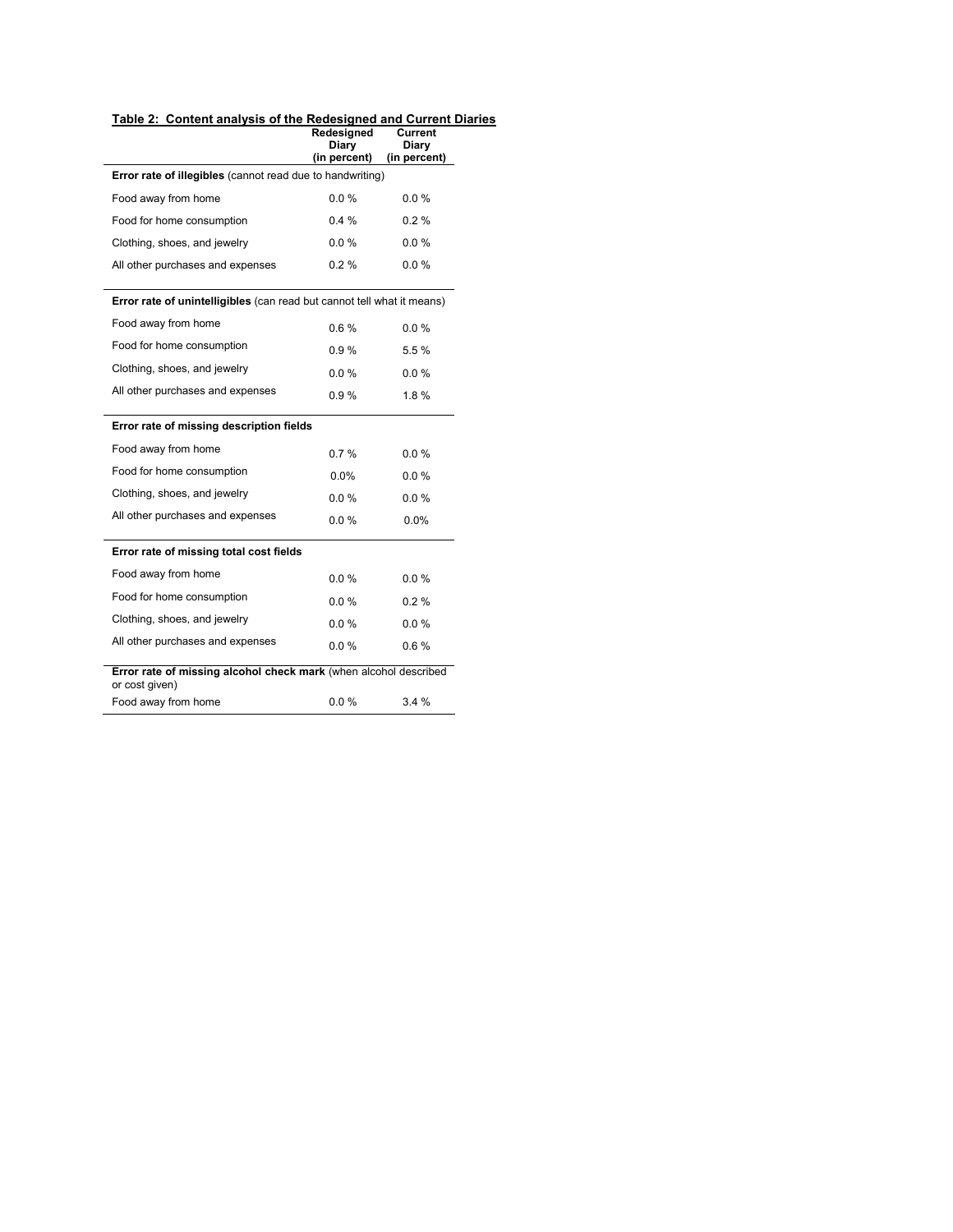**Table 2: Content analysis of the Redesigned and Current Diaries**

| | Redesigned Diary (in percent) | Current Diary (in percent) |
|---|---|---|
| **Error rate of illegibles** (cannot read due to handwriting) | | |
| Food away from home | 0.0 % | 0.0 % |
| Food for home consumption | 0.4 % | 0.2 % |
| Clothing, shoes, and jewelry | 0.0 % | 0.0 % |
| All other purchases and expenses | 0.2 % | 0.0 % |
| **Error rate of unintelligibles** (can read but cannot tell what it means) | | |
| Food away from home | 0.6 % | 0.0 % |
| Food for home consumption | 0.9 % | 5.5 % |
| Clothing, shoes, and jewelry | 0.0 % | 0.0 % |
| All other purchases and expenses | 0.9 % | 1.8 % |
| **Error rate of missing description fields** | | |
| Food away from home | 0.7 % | 0.0 % |
| Food for home consumption | 0.0% | 0.0 % |
| Clothing, shoes, and jewelry | 0.0 % | 0.0 % |
| All other purchases and expenses | 0.0 % | 0.0% |
| **Error rate of missing total cost fields** | | |
| Food away from home | 0.0 % | 0.0 % |
| Food for home consumption | 0.0 % | 0.2 % |
| Clothing, shoes, and jewelry | 0.0 % | 0.0 % |
| All other purchases and expenses | 0.0 % | 0.6 % |
| **Error rate of missing alcohol check mark** (when alcohol described or cost given) | | |
| Food away from home | 0.0 % | 3.4 % |